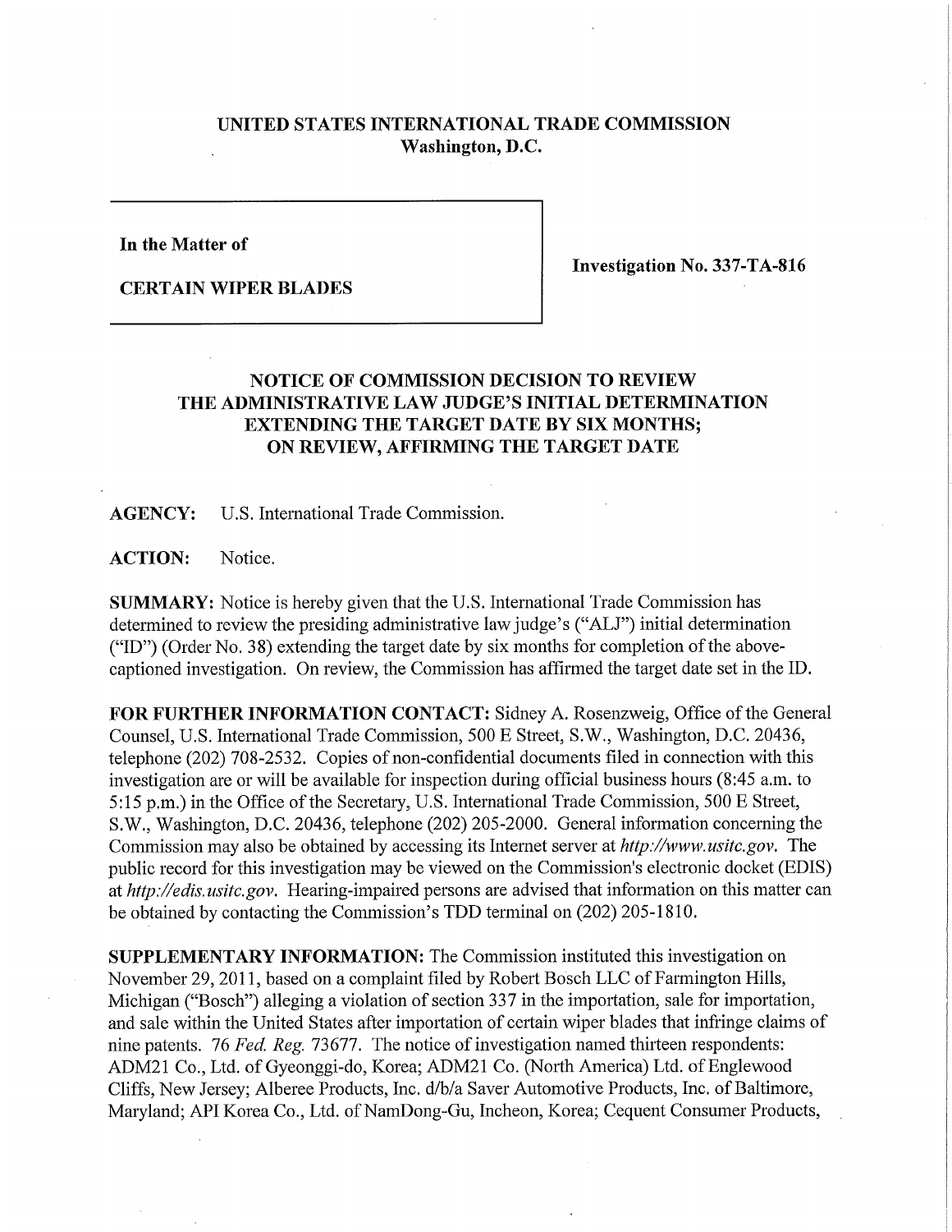**UNITED STATES INTERNATIONAL TRADE COMMISSION**
**Washington, D.C.**

**In the Matter of**

**CERTAIN WIPER BLADES**

**Investigation No. 337-TA-816**

## NOTICE OF COMMISSION DECISION TO REVIEW THE ADMINISTRATIVE LAW JUDGE'S INITIAL DETERMINATION EXTENDING THE TARGET DATE BY SIX MONTHS; ON REVIEW, AFFIRMING THE TARGET DATE

**AGENCY:** U.S. International Trade Commission.

**ACTION:** Notice.

**SUMMARY:** Notice is hereby given that the U.S. International Trade Commission has determined to review the presiding administrative law judge's ("ALJ") initial determination ("ID") (Order No. 38) extending the target date by six months for completion of the above-captioned investigation. On review, the Commission has affirmed the target date set in the ID.

**FOR FURTHER INFORMATION CONTACT:** Sidney A. Rosenzweig, Office of the General Counsel, U.S. International Trade Commission, 500 E Street, S.W., Washington, D.C. 20436, telephone (202) 708-2532. Copies of non-confidential documents filed in connection with this investigation are or will be available for inspection during official business hours (8:45 a.m. to 5:15 p.m.) in the Office of the Secretary, U.S. International Trade Commission, 500 E Street, S.W., Washington, D.C. 20436, telephone (202) 205-2000. General information concerning the Commission may also be obtained by accessing its Internet server at *http://www.usitc.gov*. The public record for this investigation may be viewed on the Commission's electronic docket (EDIS) at *http://edis.usitc.gov*. Hearing-impaired persons are advised that information on this matter can be obtained by contacting the Commission's TDD terminal on (202) 205-1810.

**SUPPLEMENTARY INFORMATION:** The Commission instituted this investigation on November 29, 2011, based on a complaint filed by Robert Bosch LLC of Farmington Hills, Michigan ("Bosch") alleging a violation of section 337 in the importation, sale for importation, and sale within the United States after importation of certain wiper blades that infringe claims of nine patents. 76 *Fed. Reg.* 73677. The notice of investigation named thirteen respondents: ADM21 Co., Ltd. of Gyeonggi-do, Korea; ADM21 Co. (North America) Ltd. of Englewood Cliffs, New Jersey; Alberee Products, Inc. d/b/a Saver Automotive Products, Inc. of Baltimore, Maryland; API Korea Co., Ltd. of NamDong-Gu, Incheon, Korea; Cequent Consumer Products,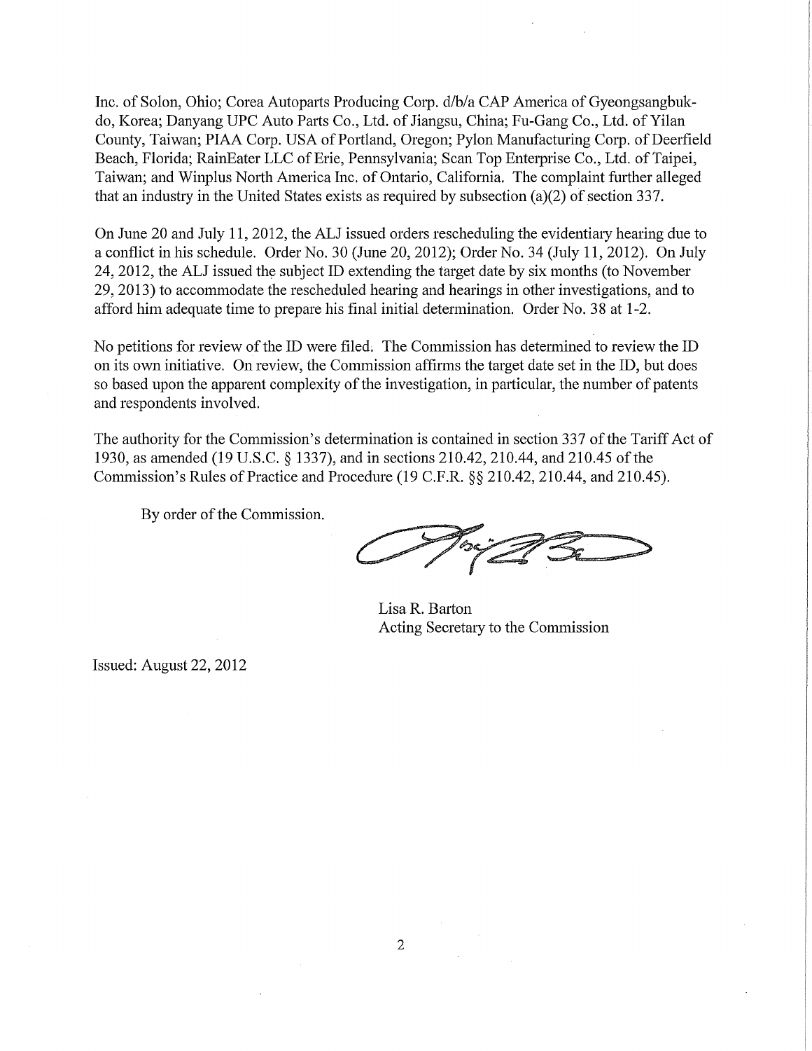Inc. of Solon, Ohio; Corea Autoparts Producing Corp. d/b/a CAP America of Gyeongsangbuk-do, Korea; Danyang UPC Auto Parts Co., Ltd. of Jiangsu, China; Fu-Gang Co., Ltd. of Yilan County, Taiwan; PIAA Corp. USA of Portland, Oregon; Pylon Manufacturing Corp. of Deerfield Beach, Florida; RainEater LLC of Erie, Pennsylvania; Scan Top Enterprise Co., Ltd. of Taipei, Taiwan; and Winplus North America Inc. of Ontario, California. The complaint further alleged that an industry in the United States exists as required by subsection (a)(2) of section 337.

On June 20 and July 11, 2012, the ALJ issued orders rescheduling the evidentiary hearing due to a conflict in his schedule. Order No. 30 (June 20, 2012); Order No. 34 (July 11, 2012). On July 24, 2012, the ALJ issued the subject ID extending the target date by six months (to November 29, 2013) to accommodate the rescheduled hearing and hearings in other investigations, and to afford him adequate time to prepare his final initial determination. Order No. 38 at 1-2.

No petitions for review of the ID were filed. The Commission has determined to review the ID on its own initiative. On review, the Commission affirms the target date set in the ID, but does so based upon the apparent complexity of the investigation, in particular, the number of patents and respondents involved.

The authority for the Commission's determination is contained in section 337 of the Tariff Act of 1930, as amended (19 U.S.C. § 1337), and in sections 210.42, 210.44, and 210.45 of the Commission's Rules of Practice and Procedure (19 C.F.R. §§ 210.42, 210.44, and 210.45).

By order of the Commission.

Lisa R. Barton
Acting Secretary to the Commission

Issued: August 22, 2012